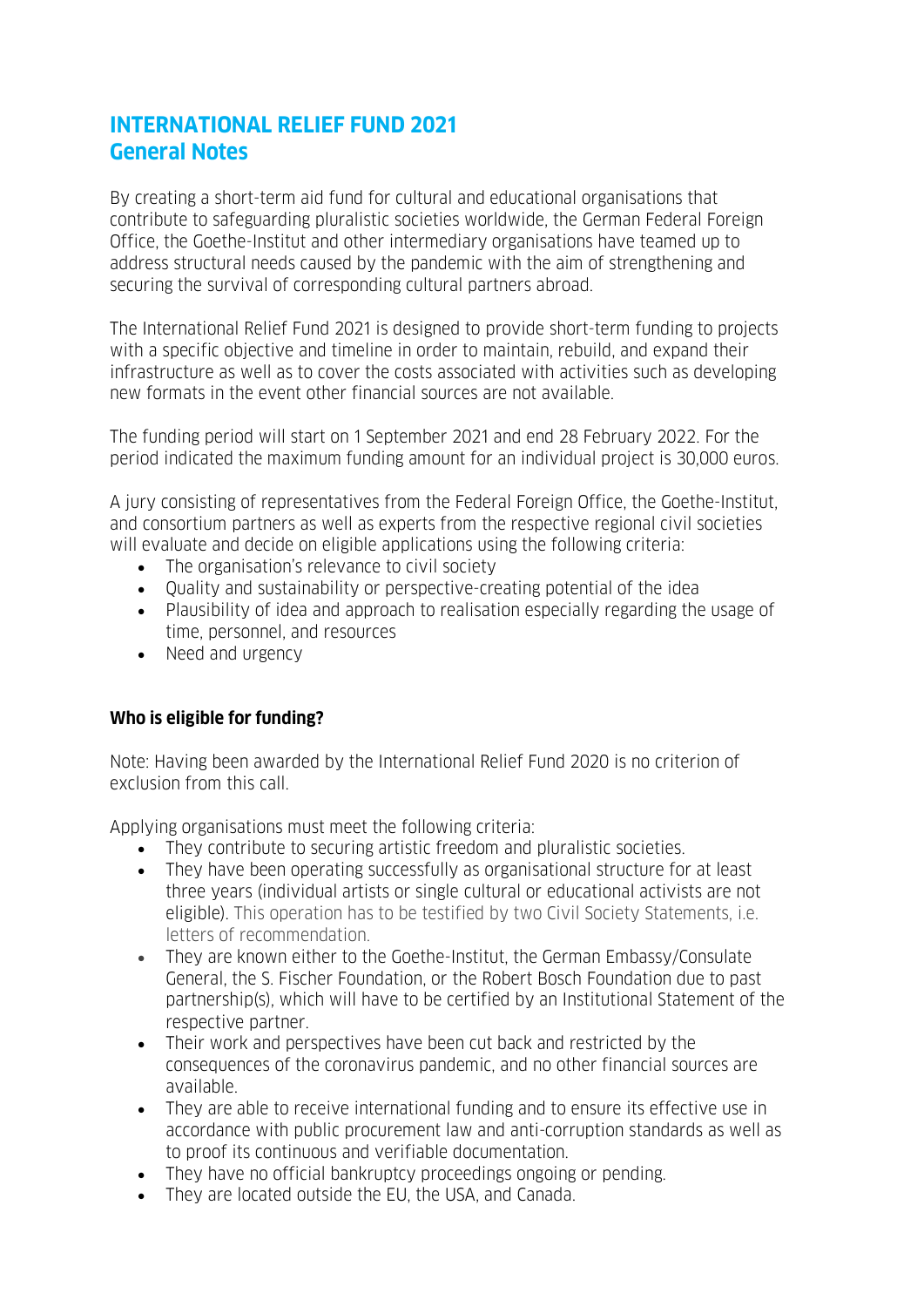# INTERNATIONAL RELIEF FUND 2021
# General Notes

By creating a short-term aid fund for cultural and educational organisations that contribute to safeguarding pluralistic societies worldwide, the German Federal Foreign Office, the Goethe-Institut and other intermediary organisations have teamed up to address structural needs caused by the pandemic with the aim of strengthening and securing the survival of corresponding cultural partners abroad.

The International Relief Fund 2021 is designed to provide short-term funding to projects with a specific objective and timeline in order to maintain, rebuild, and expand their infrastructure as well as to cover the costs associated with activities such as developing new formats in the event other financial sources are not available.

The funding period will start on 1 September 2021 and end 28 February 2022. For the period indicated the maximum funding amount for an individual project is 30,000 euros.

A jury consisting of representatives from the Federal Foreign Office, the Goethe-Institut, and consortium partners as well as experts from the respective regional civil societies will evaluate and decide on eligible applications using the following criteria:

- The organisation's relevance to civil society
- Quality and sustainability or perspective-creating potential of the idea
- Plausibility of idea and approach to realisation especially regarding the usage of time, personnel, and resources
- Need and urgency

**Who is eligible for funding?**

Note: Having been awarded by the International Relief Fund 2020 is no criterion of exclusion from this call.

Applying organisations must meet the following criteria:

- They contribute to securing artistic freedom and pluralistic societies.
- They have been operating successfully as organisational structure for at least three years (individual artists or single cultural or educational activists are not eligible). This operation has to be testified by two Civil Society Statements, i.e. letters of recommendation.
- They are known either to the Goethe-Institut, the German Embassy/Consulate General, the S. Fischer Foundation, or the Robert Bosch Foundation due to past partnership(s), which will have to be certified by an Institutional Statement of the respective partner.
- Their work and perspectives have been cut back and restricted by the consequences of the coronavirus pandemic, and no other financial sources are available.
- They are able to receive international funding and to ensure its effective use in accordance with public procurement law and anti-corruption standards as well as to proof its continuous and verifiable documentation.
- They have no official bankruptcy proceedings ongoing or pending.
- They are located outside the EU, the USA, and Canada.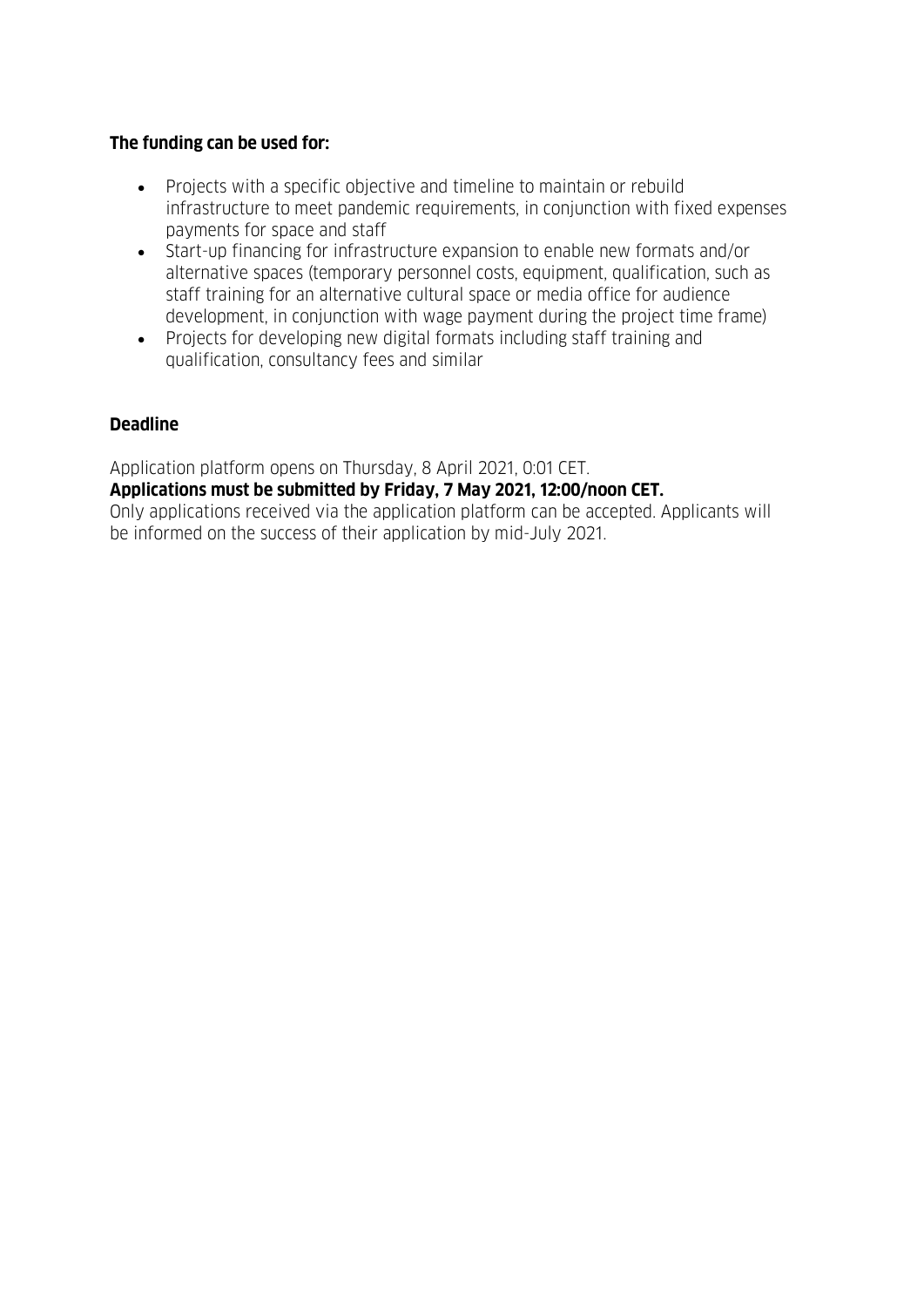**The funding can be used for:**

- Projects with a specific objective and timeline to maintain or rebuild infrastructure to meet pandemic requirements, in conjunction with fixed expenses payments for space and staff
- Start-up financing for infrastructure expansion to enable new formats and/or alternative spaces (temporary personnel costs, equipment, qualification, such as staff training for an alternative cultural space or media office for audience development, in conjunction with wage payment during the project time frame)
- Projects for developing new digital formats including staff training and qualification, consultancy fees and similar

**Deadline**

Application platform opens on Thursday, 8 April 2021, 0:01 CET.
**Applications must be submitted by Friday, 7 May 2021, 12:00/noon CET.**
Only applications received via the application platform can be accepted. Applicants will be informed on the success of their application by mid-July 2021.